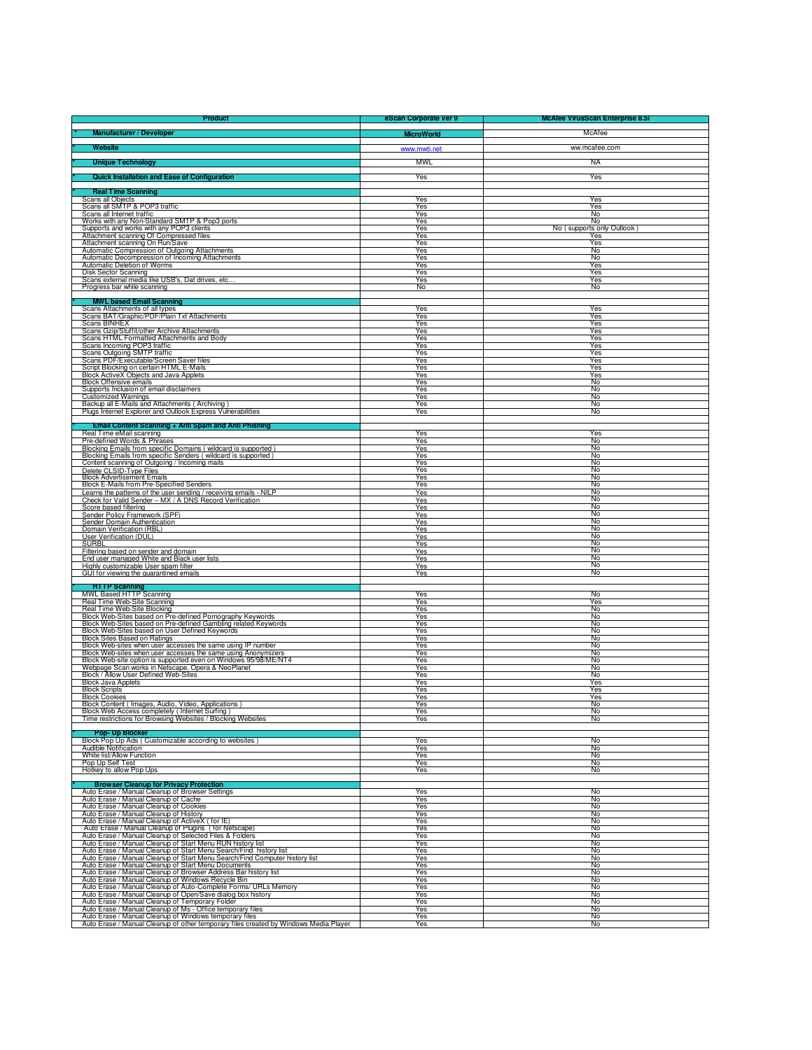| Product | eScan Corporate ver 9 | McAfee VirusScan Enterprise 8.5i |
|---|---|---|
| * Manufacturer / Developer | MicroWorld | McAfee |
| * Website | www.mwti.net | ww.mcafee.com |
| * Unique Technology | MWL | NA |
| * Quick Installation and Ease of Configuration | Yes | Yes |
| * **Real Time Scanning** | | |
| Scans all Objects | Yes | Yes |
| Scans all SMTP & POP3 traffic | Yes | Yes |
| Scans all Internet traffic | Yes | No |
| Works with any Non-Standard SMTP & Pop3 ports | Yes | No |
| Supports and works with any POP3 clients | Yes | No ( supports only Outlook ) |
| Attachment scanning Of Compressed files | Yes | Yes |
| Attachment scanning On Run/Save | Yes | Yes |
| Automatic Compression of Outgoing Attachments | Yes | No |
| Automatic Decompression of Incoming Attachments | Yes | No |
| Automatic Deletion of Worms | Yes | Yes |
| Disk Sector Scanning | Yes | Yes |
| Scans external media like USB's, Dat drives, etc... | Yes | Yes |
| Progress bar while scanning | No | No |
| * **MWL based Email Scanning** | | |
| Scans Attachments of all types | Yes | Yes |
| Scans BAT/Graphic/PDF/Plain Txt Attachments | Yes | Yes |
| Scans BINHEX | Yes | Yes |
| Scans Gzip/Stuffit/other Archive Attachments | Yes | Yes |
| Scans HTML Formatted Attachments and Body | Yes | Yes |
| Scans Incoming POP3 traffic | Yes | Yes |
| Scans Outgoing SMTP traffic | Yes | Yes |
| Scans PDF/Executable/Screen Saver files | Yes | Yes |
| Script Blocking on certain HTML E-Mails | Yes | Yes |
| Block ActiveX Objects and Java Applets | Yes | Yes |
| Block Offensive emails | Yes | No |
| Supports Inclusion of email disclaimers | Yes | No |
| Customized Warnings | Yes | No |
| Backup all E-Mails and Attachments ( Archiving ) | Yes | No |
| Plugs Internet Explorer and Outlook Express Vulnerabilities | Yes | No |
| * **Email Content Scanning + Anti Spam and Anti Phishing** | | |
| Real Time eMail scanning | Yes | Yes |
| Pre-defined Words & Phrases | Yes | No |
| Blocking Emails from specific Domains ( wildcard is supported ) | Yes | No |
| Blocking Emails from specific Senders ( wildcard is supported ) | Yes | No |
| Content scanning of Outgoing / Incoming mails | Yes | No |
| Delete CLSID-Type Files | Yes | No |
| Block Advertisement Emails | Yes | No |
| Block E-Mails from Pre-Specified Senders | Yes | No |
| Learns the patterns of the user sending / receiving emails - NILP | Yes | No |
| Check for Valid Sender – MX / A DNS Record Verification | Yes | No |
| Score based filtering | Yes | No |
| Sender Policy Framework (SPF) | Yes | No |
| Sender Domain Authentication | Yes | No |
| Domain Verification (RBL) | Yes | No |
| User Verification (DUL) | Yes | No |
| SURBL | Yes | No |
| Filtering based on sender and domain | Yes | No |
| End user managed White and Black user lists | Yes | No |
| Highly customizable User spam filter | Yes | No |
| GUI for viewing the quarantined emails | Yes | No |
| * **HTTP Scanning** | | |
| MWL Based HTTP Scanning | Yes | No |
| Real Time Web-Site Scanning | Yes | Yes |
| Real Time Web-Site Blocking | Yes | No |
| Block Web-Sites based on Pre-defined Pornography Keywords | Yes | No |
| Block Web-Sites based on Pre-defined Gambling related Keywords | Yes | No |
| Block Web-Sites based on User Defined Keywords | Yes | No |
| Block Sites Based on Ratings | Yes | No |
| Block Web-sites when user accesses the same using IP number | Yes | No |
| Block Web-sites when user accesses the same using Anonymizers | Yes | No |
| Block Web-site option is supported even on Windows 95/98/ME/NT4 | Yes | No |
| Webpage Scan works in Netscape, Opera & NeoPlanet | Yes | No |
| Block / Allow User Defined Web-Sites | Yes | No |
| Block Java Applets | Yes | Yes |
| Block Scripts | Yes | Yes |
| Block Cookies | Yes | Yes |
| Block Content ( Images, Audio, Video, Applications ) | Yes | No |
| Block Web Access completely ( Internet Surfing ) | Yes | No |
| Time restrictions for Browsing Websites / Blocking Websites | Yes | No |
| * **Pop- Up Blocker** | | |
| Block Pop Up Ads ( Customizable according to websites ) | Yes | No |
| Audible Notification | Yes | No |
| White list/Allow Function | Yes | No |
| Pop Up Self Test | Yes | No |
| Hotkey to allow Pop Ups | Yes | No |
| * **Browser Cleanup for Privacy Protection** | | |
| Auto Erase / Manual Cleanup of Browser Settings | Yes | No |
| Auto Erase / Manual Cleanup of Cache | Yes | No |
| Auto Erase / Manual Cleanup of Cookies | Yes | No |
| Auto Erase / Manual Cleanup of History | Yes | No |
| Auto Erase / Manual Cleanup of ActiveX ( for IE) | Yes | No |
| Auto Erase / Manual Cleanup of Plugins ( for Netscape) | Yes | No |
| Auto Erase / Manual Cleanup of Selected Files & Folders | Yes | No |
| Auto Erase / Manual Cleanup of Start Menu RUN history list | Yes | No |
| Auto Erase / Manual Cleanup of Start Menu Search/Find history list | Yes | No |
| Auto Erase / Manual Cleanup of Start Menu Search/Find Computer history list | Yes | No |
| Auto Erase / Manual Cleanup of Start Menu Documents | Yes | No |
| Auto Erase / Manual Cleanup of Browser Address Bar history list | Yes | No |
| Auto Erase / Manual Cleanup of Windows Recycle Bin | Yes | No |
| Auto Erase / Manual Cleanup of Auto-Complete Forms/ URLs Memory | Yes | No |
| Auto Erase / Manual Cleanup of Open/Save dialog box history | Yes | No |
| Auto Erase / Manual Cleanup of Temporary Folder | Yes | No |
| Auto Erase / Manual Cleanup of Ms - Office temporary files | Yes | No |
| Auto Erase / Manual Cleanup of Windows temporary files | Yes | No |
| Auto Erase / Manual Cleanup of other temporary files created by Windows Media Player | Yes | No |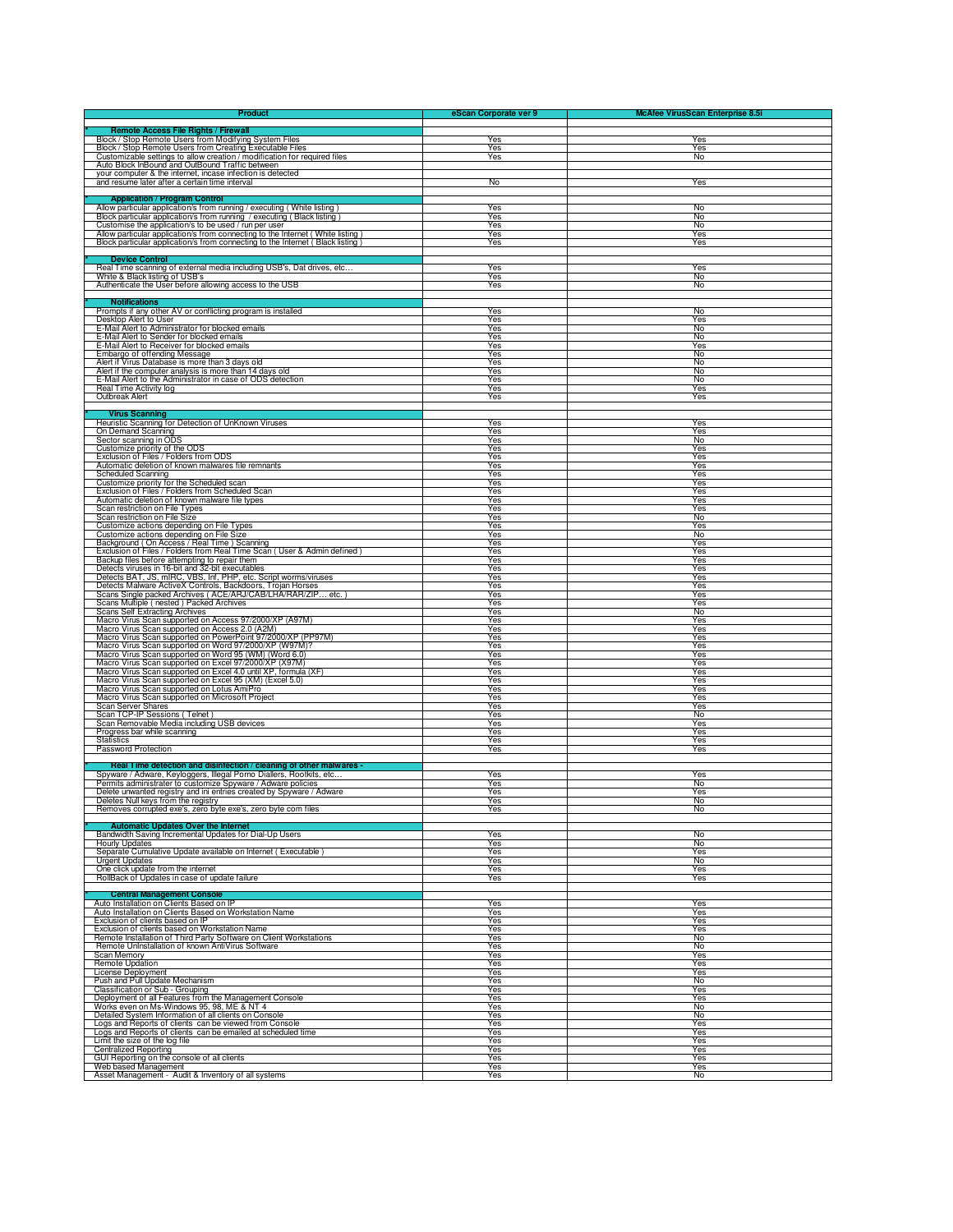| Product | eScan Corporate ver 9 | McAfee VirusScan Enterprise 8.5i |
|---|---|---|
| * **Remote Access File Rights / Firewall** | | |
| Block / Stop Remote Users from Modifying System Files | Yes | Yes |
| Block / Stop Remote Users from Creating Executable Files | Yes | Yes |
| Customizable settings to allow creation / modification for required files | Yes | No |
| Auto Block InBound and OutBound Traffic between your computer & the internet, incase infection is detected and resume later after a certain time interval | No | Yes |
| * **Application / Program Control** | | |
| Allow particular application/s from running / executing ( White listing ) | Yes | No |
| Block particular application/s from running / executing ( Black listing ) | Yes | No |
| Customise the application/s to be used / run per user | Yes | No |
| Allow particular application/s from connecting to the Internet ( White listing ) | Yes | Yes |
| Block particular application/s from connecting to the Internet ( Black listing ) | Yes | Yes |
| * **Device Control** | | |
| Real Time scanning of external media including USB's, Dat drives, etc… | Yes | Yes |
| White & Black listing of USB's | Yes | No |
| Authenticate the User before allowing access to the USB | Yes | No |
| * **Notifications** | | |
| Prompts if any other AV or conflicting program is installed | Yes | No |
| Desktop Alert to User | Yes | Yes |
| E-Mail Alert to Administrator for blocked emails | Yes | No |
| E-Mail Alert to Sender for blocked emails | Yes | No |
| E-Mail Alert to Receiver for blocked emails | Yes | Yes |
| Embargo of offending Message | Yes | No |
| Alert if Virus Database is more than 3 days old | Yes | No |
| Alert if the computer analysis is more than 14 days old | Yes | No |
| E-Mail Alert to the Administrator in case of ODS detection | Yes | No |
| Real Time Activity log | Yes | Yes |
| Outbreak Alert | Yes | Yes |
| * **Virus Scanning** | | |
| Heuristic Scanning for Detection of UnKnown Viruses | Yes | Yes |
| On Demand Scanning | Yes | Yes |
| Sector scanning in ODS | Yes | No |
| Customize priority of the ODS | Yes | Yes |
| Exclusion of Files / Folders from ODS | Yes | Yes |
| Automatic deletion of known malwares file remnants | Yes | Yes |
| Scheduled Scanning | Yes | Yes |
| Customize priority for the Scheduled scan | Yes | Yes |
| Exclusion of Files / Folders from Scheduled Scan | Yes | Yes |
| Automatic deletion of known malware file types | Yes | Yes |
| Scan restriction on File Types | Yes | Yes |
| Scan restriction on File Size | Yes | No |
| Customize actions depending on File Types | Yes | Yes |
| Customize actions depending on File Size | Yes | No |
| Background ( On Access / Real Time ) Scanning | Yes | Yes |
| Exclusion of Files / Folders from Real Time Scan ( User & Admin defined ) | Yes | Yes |
| Backup files before attempting to repair them | Yes | Yes |
| Detects viruses in 16-bit and 32-bit executables | Yes | Yes |
| Detects BAT, JS, mIRC, VBS, Inf, PHP, etc. Script worms/viruses | Yes | Yes |
| Detects Malware ActiveX Controls, Backdoors, Trojan Horses | Yes | Yes |
| Scans Single packed Archives ( ACE/ARJ/CAB/LHA/RAR/ZIP… etc. ) | Yes | Yes |
| Scans Multiple ( nested ) Packed Archives | Yes | Yes |
| Scans Self Extracting Archives | Yes | No |
| Macro Virus Scan supported on Access 97/2000/XP (A97M) | Yes | Yes |
| Macro Virus Scan supported on Access 2.0 (A2M) | Yes | Yes |
| Macro Virus Scan supported on PowerPoint 97/2000/XP (PP97M) | Yes | Yes |
| Macro Virus Scan supported on Word 97/2000/XP (W97M)? | Yes | Yes |
| Macro Virus Scan supported on Word 95 (WM) (Word 6.0) | Yes | Yes |
| Macro Virus Scan supported on Excel 97/2000/XP (X97M) | Yes | Yes |
| Macro Virus Scan supported on Excel 4.0 until XP, formula (XF) | Yes | Yes |
| Macro Virus Scan supported on Excel 95 (XM) (Excel 5.0) | Yes | Yes |
| Macro Virus Scan supported on Lotus AmiPro | Yes | Yes |
| Macro Virus Scan supported on Microsoft Project | Yes | Yes |
| Scan Server Shares | Yes | Yes |
| Scan TCP-IP Sessions ( Telnet ) | Yes | No |
| Scan Removable Media including USB devices | Yes | Yes |
| Progress bar while scanning | Yes | Yes |
| Statistics | Yes | Yes |
| Password Protection | Yes | Yes |
| * **Real Time detection and disinfection / cleaning of other malwares -** | | |
| Spyware / Adware, Keyloggers, Illegal Porno Diallers, Rootkits, etc… | Yes | Yes |
| Permits administrater to customize Spyware / Adware policies | Yes | No |
| Delete unwanted registry and ini entries created by Spyware / Adware | Yes | Yes |
| Deletes Null keys from the registry | Yes | No |
| Removes corrupted exe's, zero byte exe's, zero byte com files | Yes | No |
| * **Automatic Updates Over the Internet** | | |
| Bandwidth Saving Incremental Updates for Dial-Up Users | Yes | No |
| Hourly Updates | Yes | No |
| Separate Cumulative Update available on Internet ( Executable ) | Yes | Yes |
| Urgent Updates | Yes | No |
| One click update from the internet | Yes | Yes |
| RollBack of Updates in case of update failure | Yes | Yes |
| * **Central Management Console** | | |
| Auto Installation on Clients Based on IP | Yes | Yes |
| Auto Installation on Clients Based on Workstation Name | Yes | Yes |
| Exclusion of clients based on IP | Yes | Yes |
| Exclusion of clients based on Workstation Name | Yes | Yes |
| Remote Installation of Third Party Software on Client Workstations | Yes | No |
| Remote Uninstallation of known AntiVirus Software | Yes | No |
| Scan Memory | Yes | Yes |
| Remote Updation | Yes | Yes |
| License Deployment | Yes | Yes |
| Push and Pull Update Mechanism | Yes | No |
| Classification or Sub - Grouping | Yes | Yes |
| Deployment of all Features from the Management Console | Yes | Yes |
| Works even on Ms-Windows 95, 98, ME & NT 4 | Yes | No |
| Detailed System Information of all clients on Console | Yes | No |
| Logs and Reports of clients can be viewed from Console | Yes | Yes |
| Logs and Reports of clients can be emailed at scheduled time | Yes | Yes |
| Limit the size of the log file | Yes | Yes |
| Centralized Reporting | Yes | Yes |
| GUI Reporting on the console of all clients | Yes | Yes |
| Web based Management | Yes | Yes |
| Asset Management - Audit & Inventory of all systems | Yes | No |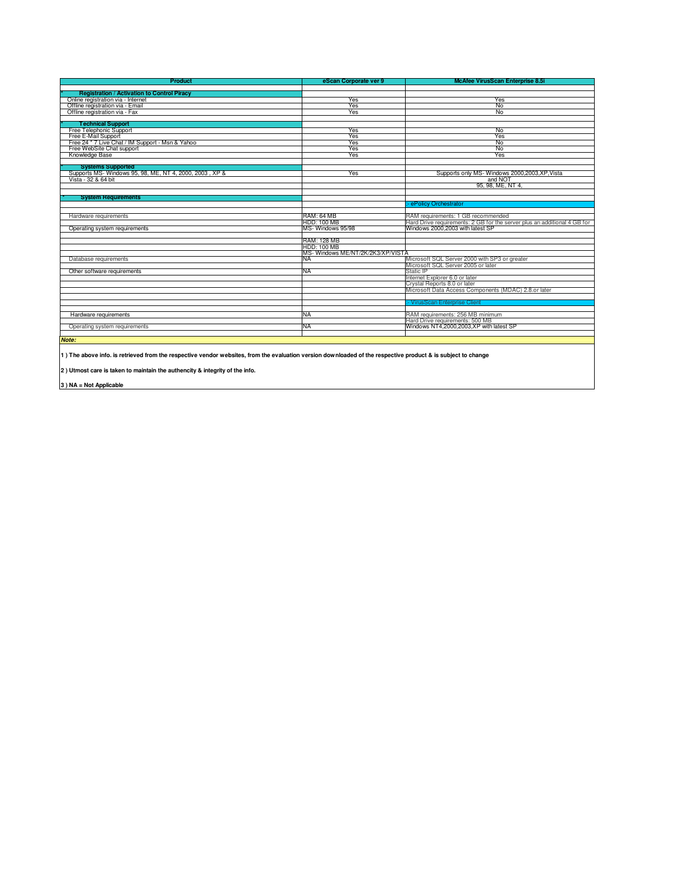| Product | eScan Corporate ver 9 | McAfee VirusScan Enterprise 8.5i |
|---|---|---|
| | | |
| * **Registration / Activation to Control Piracy** | | |
| Online registration via - Internet | Yes | Yes |
| Offline registration via - Email | Yes | No |
| Offline registration via - Fax | Yes | No |
| | | |
| * **Technical Support** | | |
| Free Telephonic Support | Yes | No |
| Free E-Mail Support | Yes | Yes |
| Free 24 * 7 Live Chat / IM Support - Msn & Yahoo | Yes | No |
| Free WebSite Chat support | Yes | No |
| Knowledge Base | Yes | Yes |
| | | |
| * **Systems Supported** | | |
| Supports MS- Windows 95, 98, ME, NT 4, 2000, 2003 , XP & Vista - 32 & 64 bit | Yes | Supports only MS- Windows 2000,2003,XP,Vista and NOT 95, 98, ME, NT 4, |
| | | |
| * **System Requirements** | | |
| | | :- ePolicy Orchestrator |
| | | |
| Hardware requirements | RAM: 64 MB | RAM requirements: 1 GB recommended |
| | HDD: 100 MB | Hard Drive requirements: 2 GB for the server plus an additional 4 GB for |
| Operating system requirements | MS- Windows 95/98 | Windows 2000,2003 with latest SP |
| | | |
| | RAM: 128 MB | |
| | HDD: 100 MB | |
| | MS- Windows ME/NT/2K/2K3/XP/VISTA | |
| Database requirements | NA | Microsoft SQL Server 2000 with SP3 or greater |
| | | Microsoft SQL Server 2005 or later |
| Other software requirements | NA | Static IP |
| | | Internet Explorer 6.0 or later |
| | | Crystal Reports 8.0 or later |
| | | Microsoft Data Access Components (MDAC) 2.8.or later |
| | | |
| | | :- VirusScan Enterprise Client |
| | | |
| Hardware requirements | NA | RAM requirements: 256 MB minimum |
| | | Hard Drive requirements: 500 MB |
| Operating system requirements | NA | Windows NT4,2000,2003,XP with latest SP |

***Note:***

**1 ) The above info. is retrieved from the respective vendor websites, from the evaluation version downloaded of the respective product & is subject to change**

**2 ) Utmost care is taken to maintain the authencity & integrity of the info.**

**3 ) NA = Not Applicable**